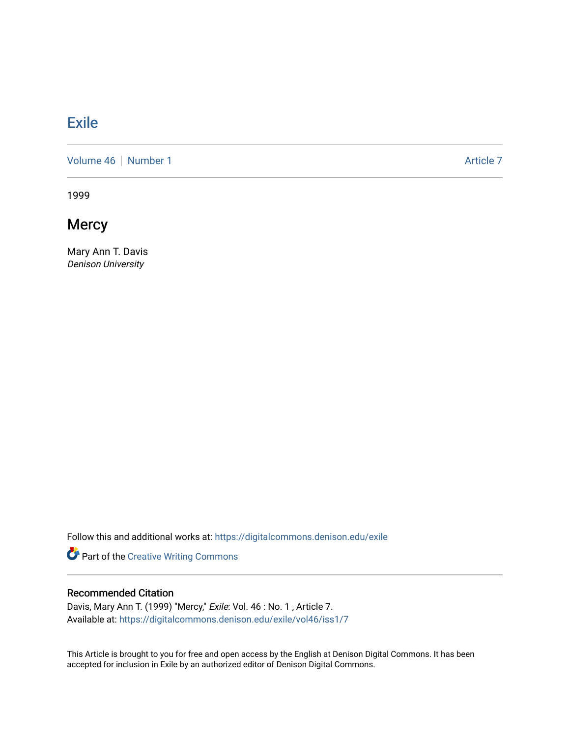# Exile

Volume 46 | Number 1 Article 7

1999

## Mercy

Mary Ann T. Davis
*Denison University*

Follow this and additional works at: https://digitalcommons.denison.edu/exile

Part of the Creative Writing Commons

### Recommended Citation

Davis, Mary Ann T. (1999) "Mercy," *Exile*: Vol. 46 : No. 1 , Article 7.
Available at: https://digitalcommons.denison.edu/exile/vol46/iss1/7

This Article is brought to you for free and open access by the English at Denison Digital Commons. It has been accepted for inclusion in Exile by an authorized editor of Denison Digital Commons.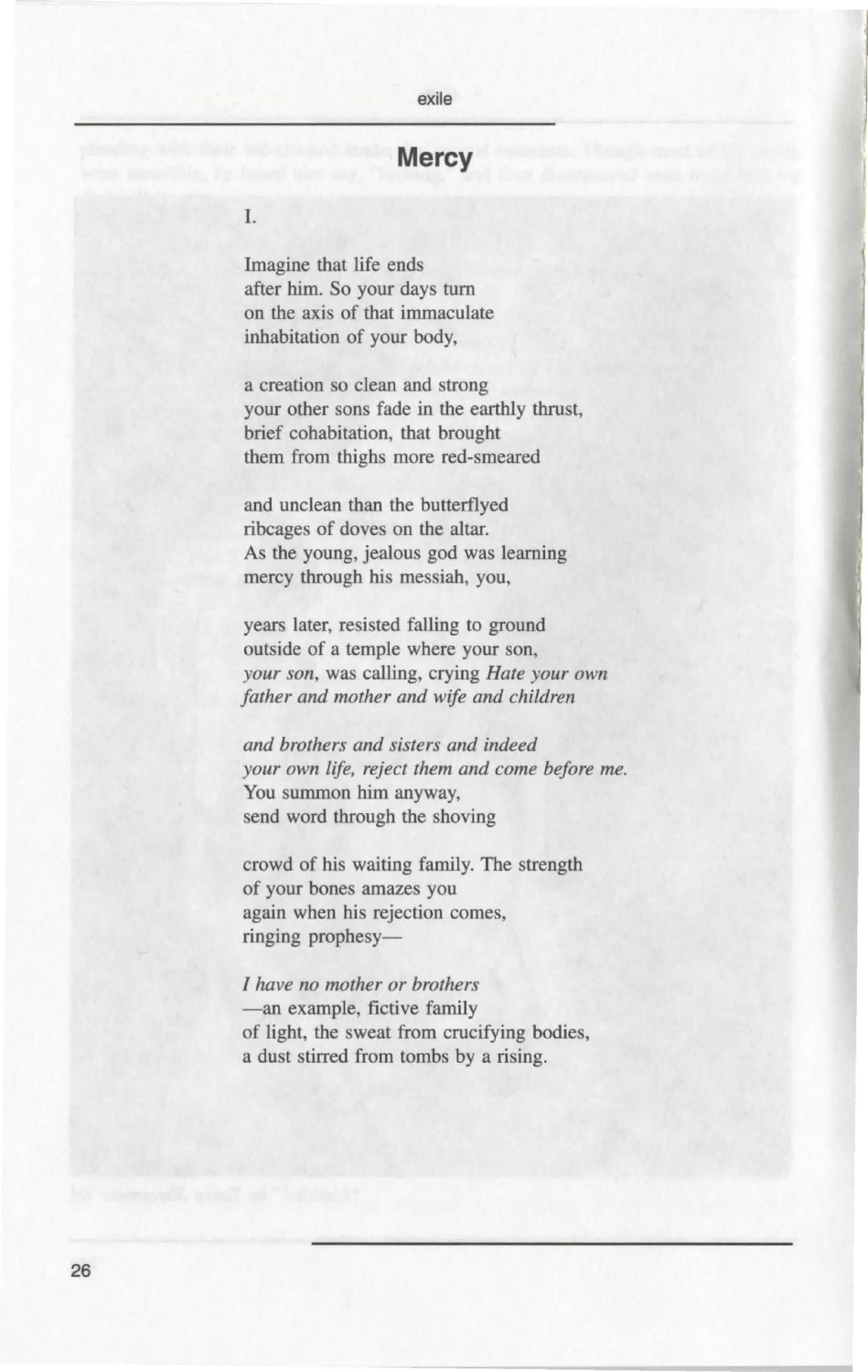# Mercy

I.

Imagine that life ends  
after him. So your days turn  
on the axis of that immaculate  
inhabitation of your body,

a creation so clean and strong  
your other sons fade in the earthly thrust,  
brief cohabitation, that brought  
them from thighs more red-smeared

and unclean than the butterflyed  
ribcages of doves on the altar.  
As the young, jealous god was learning  
mercy through his messiah, you,

years later, resisted falling to ground  
outside of a temple where your son,  
*your son*, was calling, crying *Hate your own*  
*father and mother and wife and children*

*and brothers and sisters and indeed*  
*your own life, reject them and come before me.*  
You summon him anyway,  
send word through the shoving

crowd of his waiting family. The strength  
of your bones amazes you  
again when his rejection comes,  
ringing prophesy—

*I have no mother or brothers*  
—an example, fictive family  
of light, the sweat from crucifying bodies,  
a dust stirred from tombs by a rising.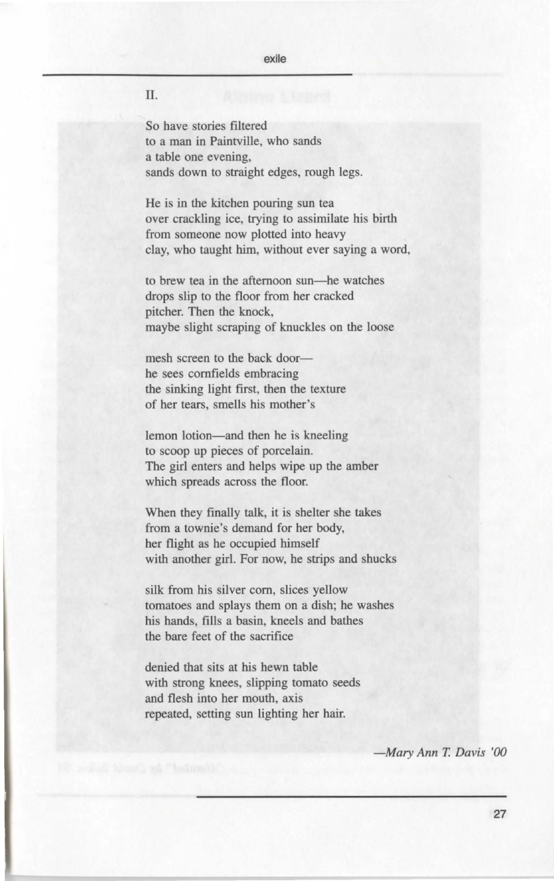II.

So have stories filtered
to a man in Paintville, who sands
a table one evening,
sands down to straight edges, rough legs.

He is in the kitchen pouring sun tea
over crackling ice, trying to assimilate his birth
from someone now plotted into heavy
clay, who taught him, without ever saying a word,

to brew tea in the afternoon sun—he watches
drops slip to the floor from her cracked
pitcher. Then the knock,
maybe slight scraping of knuckles on the loose

mesh screen to the back door—
he sees cornfields embracing
the sinking light first, then the texture
of her tears, smells his mother's

lemon lotion—and then he is kneeling
to scoop up pieces of porcelain.
The girl enters and helps wipe up the amber
which spreads across the floor.

When they finally talk, it is shelter she takes
from a townie's demand for her body,
her flight as he occupied himself
with another girl. For now, he strips and shucks

silk from his silver corn, slices yellow
tomatoes and splays them on a dish; he washes
his hands, fills a basin, kneels and bathes
the bare feet of the sacrifice

denied that sits at his hewn table
with strong knees, slipping tomato seeds
and flesh into her mouth, axis
repeated, setting sun lighting her hair.

*—Mary Ann T. Davis '00*